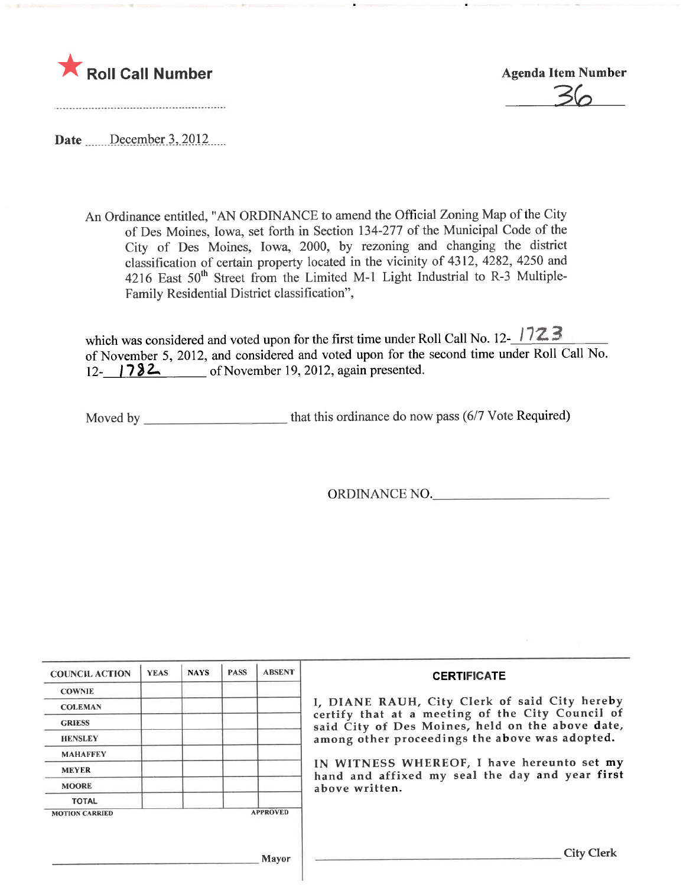★ **Roll Call Number**

**Agenda Item Number**

36

**Date** December 3, 2012

An Ordinance entitled, "AN ORDINANCE to amend the Official Zoning Map of the City of Des Moines, Iowa, set forth in Section 134-277 of the Municipal Code of the City of Des Moines, Iowa, 2000, by rezoning and changing the district classification of certain property located in the vicinity of 4312, 4282, 4250 and 4216 East 50th Street from the Limited M-1 Light Industrial to R-3 Multiple-Family Residential District classification",

which was considered and voted upon for the first time under Roll Call No. 12-1723 of November 5, 2012, and considered and voted upon for the second time under Roll Call No. 12-1782 of November 19, 2012, again presented.

Moved by ____________________ that this ordinance do now pass (6/7 Vote Required)

ORDINANCE NO.________________________

| COUNCIL ACTION | YEAS | NAYS | PASS | ABSENT |
|---|---|---|---|---|
| COWNIE | | | | |
| COLEMAN | | | | |
| GRIESS | | | | |
| HENSLEY | | | | |
| MAHAFFEY | | | | |
| MEYER | | | | |
| MOORE | | | | |
| TOTAL | | | | |

MOTION CARRIED APPROVED

______________________________ Mayor

**CERTIFICATE**

I, DIANE RAUH, City Clerk of said City hereby certify that at a meeting of the City Council of said City of Des Moines, held on the above date, among other proceedings the above was adopted.

IN WITNESS WHEREOF, I have hereunto set my hand and affixed my seal the day and year first above written.

______________________________ City Clerk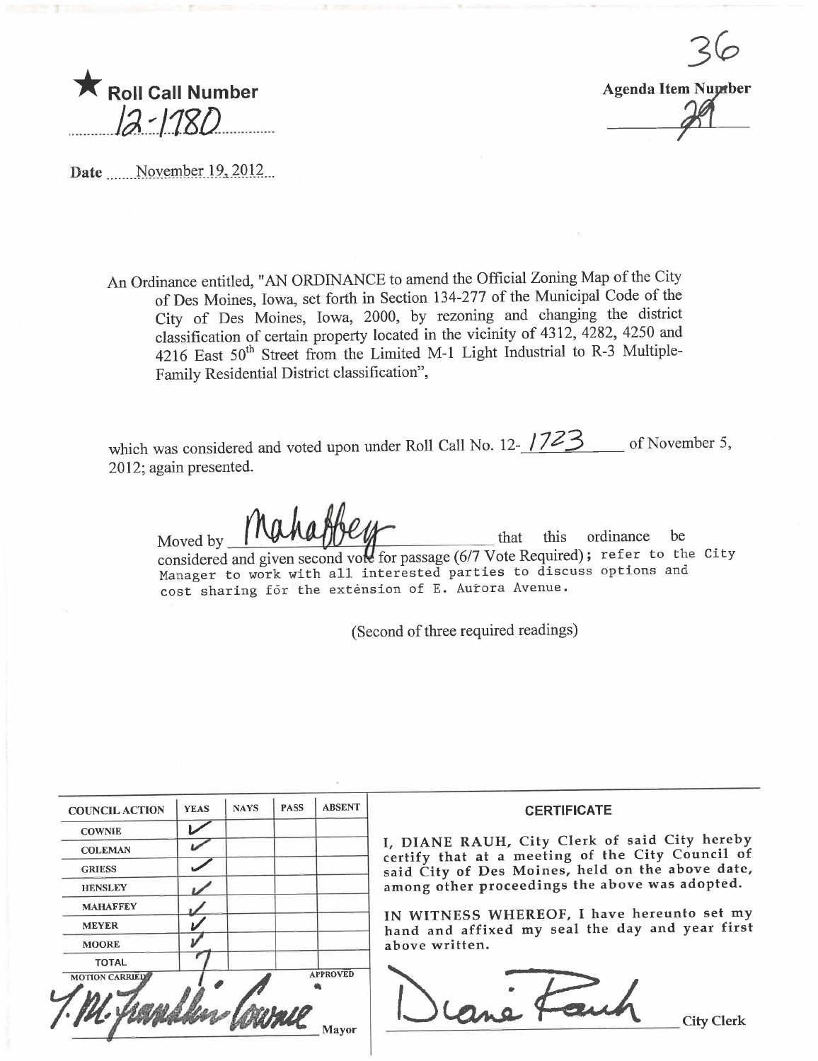★ **Roll Call Number**

12-1780

**Agenda Item Number**

36

29

**Date** November 19, 2012

An Ordinance entitled, "AN ORDINANCE to amend the Official Zoning Map of the City of Des Moines, Iowa, set forth in Section 134-277 of the Municipal Code of the City of Des Moines, Iowa, 2000, by rezoning and changing the district classification of certain property located in the vicinity of 4312, 4282, 4250 and 4216 East 50th Street from the Limited M-1 Light Industrial to R-3 Multiple-Family Residential District classification",

which was considered and voted upon under Roll Call No. 12- 1723 of November 5, 2012; again presented.

Moved by Mahaffey that this ordinance be considered and given second vote for passage (6/7 Vote Required); refer to the City Manager to work with all interested parties to discuss options and cost sharing for the extension of E. Aurora Avenue.

(Second of three required readings)

| COUNCIL ACTION | YEAS | NAYS | PASS | ABSENT |
|---|---|---|---|---|
| COWNIE | ✓ | | | |
| COLEMAN | ✓ | | | |
| GRIESS | ✓ | | | |
| HENSLEY | ✓ | | | |
| MAHAFFEY | ✓ | | | |
| MEYER | ✓ | | | |
| MOORE | ✓ | | | |
| TOTAL | 7 | | | |

MOTION CARRIED — APPROVED

T.M. Franklin Cownie

Mayor

**CERTIFICATE**

I, DIANE RAUH, City Clerk of said City hereby certify that at a meeting of the City Council of said City of Des Moines, held on the above date, among other proceedings the above was adopted.

IN WITNESS WHEREOF, I have hereunto set my hand and affixed my seal the day and year first above written.

Diane Rauh

City Clerk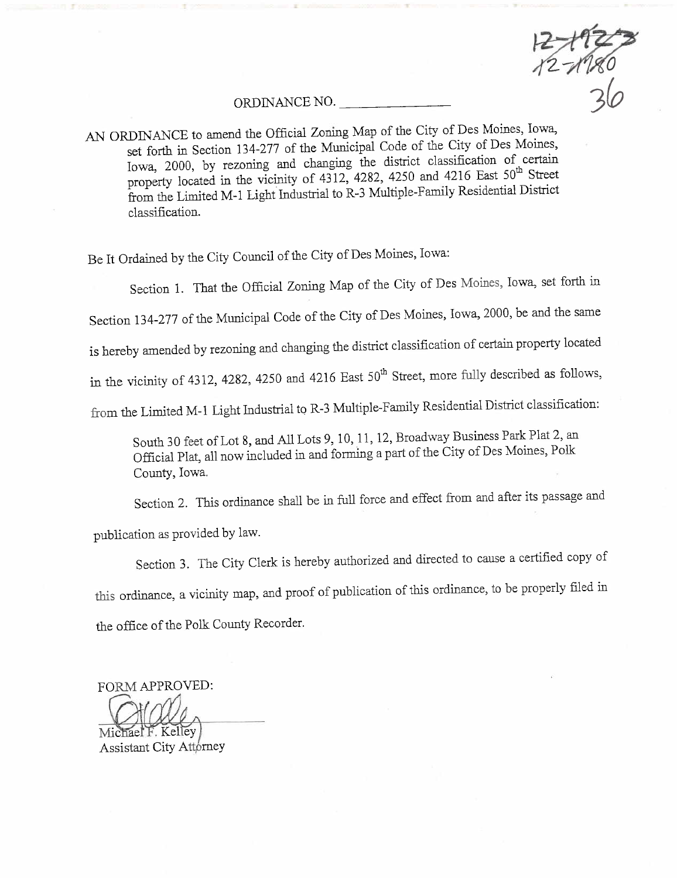12-1923
12-1980
36

ORDINANCE NO. _______________

AN ORDINANCE to amend the Official Zoning Map of the City of Des Moines, Iowa, set forth in Section 134-277 of the Municipal Code of the City of Des Moines, Iowa, 2000, by rezoning and changing the district classification of certain property located in the vicinity of 4312, 4282, 4250 and 4216 East 50th Street from the Limited M-1 Light Industrial to R-3 Multiple-Family Residential District classification.

Be It Ordained by the City Council of the City of Des Moines, Iowa:

Section 1. That the Official Zoning Map of the City of Des Moines, Iowa, set forth in Section 134-277 of the Municipal Code of the City of Des Moines, Iowa, 2000, be and the same is hereby amended by rezoning and changing the district classification of certain property located in the vicinity of 4312, 4282, 4250 and 4216 East 50th Street, more fully described as follows, from the Limited M-1 Light Industrial to R-3 Multiple-Family Residential District classification:

> South 30 feet of Lot 8, and All Lots 9, 10, 11, 12, Broadway Business Park Plat 2, an Official Plat, all now included in and forming a part of the City of Des Moines, Polk County, Iowa.

Section 2. This ordinance shall be in full force and effect from and after its passage and publication as provided by law.

Section 3. The City Clerk is hereby authorized and directed to cause a certified copy of this ordinance, a vicinity map, and proof of publication of this ordinance, to be properly filed in the office of the Polk County Recorder.

FORM APPROVED:

Michael F. Kelley
Assistant City Attorney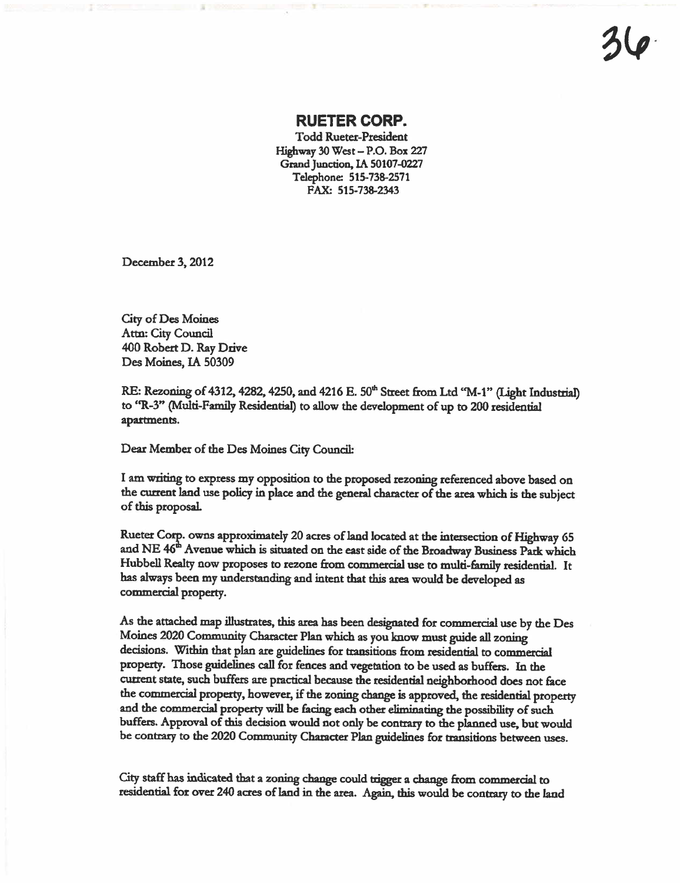36.

# RUETER CORP.

Todd Rueter-President
Highway 30 West – P.O. Box 227
Grand Junction, IA 50107-0227
Telephone: 515-738-2571
FAX: 515-738-2343

December 3, 2012

City of Des Moines
Attn: City Council
400 Robert D. Ray Drive
Des Moines, IA 50309

RE: Rezoning of 4312, 4282, 4250, and 4216 E. 50th Street from Ltd "M-1" (Light Industrial) to "R-3" (Multi-Family Residential) to allow the development of up to 200 residential apartments.

Dear Member of the Des Moines City Council:

I am writing to express my opposition to the proposed rezoning referenced above based on the current land use policy in place and the general character of the area which is the subject of this proposal.

Rueter Corp. owns approximately 20 acres of land located at the intersection of Highway 65 and NE 46th Avenue which is situated on the east side of the Broadway Business Park which Hubbell Realty now proposes to rezone from commercial use to multi-family residential. It has always been my understanding and intent that this area would be developed as commercial property.

As the attached map illustrates, this area has been designated for commercial use by the Des Moines 2020 Community Character Plan which as you know must guide all zoning decisions. Within that plan are guidelines for transitions from residential to commercial property. Those guidelines call for fences and vegetation to be used as buffers. In the current state, such buffers are practical because the residential neighborhood does not face the commercial property, however, if the zoning change is approved, the residential property and the commercial property will be facing each other eliminating the possibility of such buffers. Approval of this decision would not only be contrary to the planned use, but would be contrary to the 2020 Community Character Plan guidelines for transitions between uses.

City staff has indicated that a zoning change could trigger a change from commercial to residential for over 240 acres of land in the area. Again, this would be contrary to the land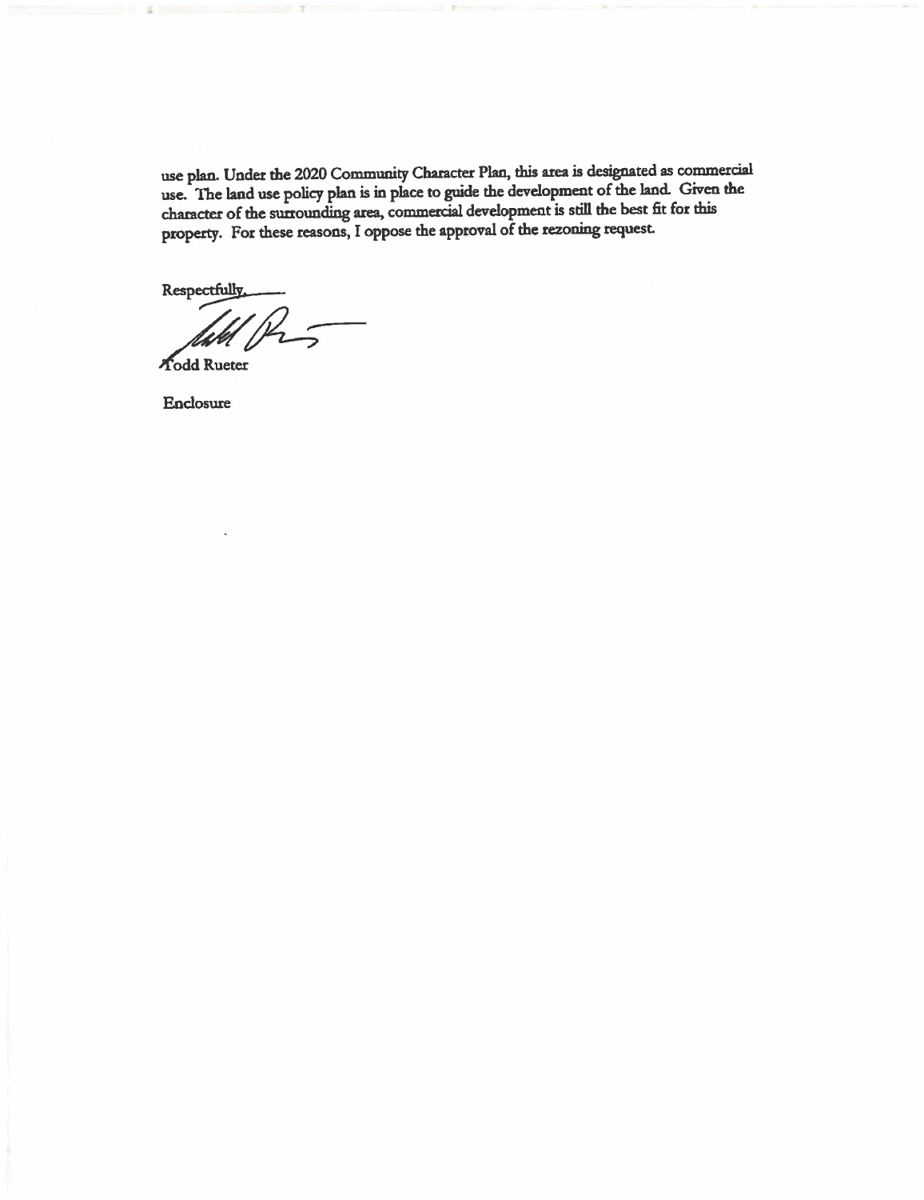use plan. Under the 2020 Community Character Plan, this area is designated as commercial use. The land use policy plan is in place to guide the development of the land. Given the character of the surrounding area, commercial development is still the best fit for this property. For these reasons, I oppose the approval of the rezoning request.

Respectfully,

Todd Rueter

Enclosure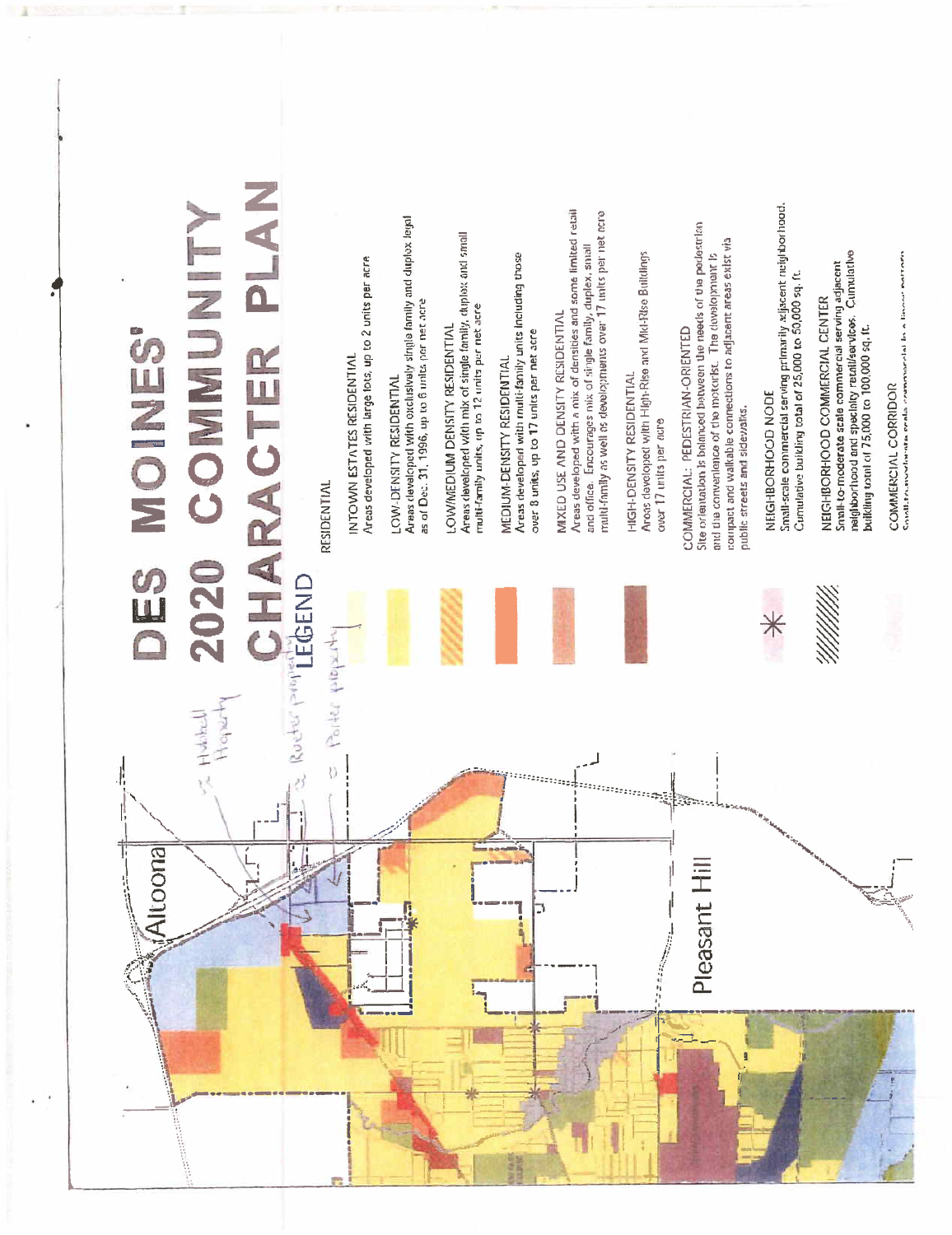# DES MOINES' 2020 COMMUNITY CHARACTER PLAN

## LEGEND

### RESIDENTIAL

**INTOWN ESTATES RESIDENTIAL**
Areas developed with large lots, up to 2 units per acre

**LOW-DENSITY RESIDENTIAL**
Areas developed with exclusively single family and duplex legal as of Dec. 31, 1996, up to 6 units per net acre

**LOW/MEDIUM DENSITY RESIDENTIAL**
Areas developed with mix of single family, duplex and small multi-family units, up to 12 units per net acre

**MEDIUM-DENSITY RESIDENTIAL**
Areas developed with multi-family units including those over 8 units, up to 17 units per net acre

**MIXED USE AND DENSITY RESIDENTIAL**
Areas developed with a mix of densities and some limited retail and office. Encourages mix of single family, duplex, small multi-family as well as developments over 17 units per net acre

**HIGH-DENSITY RESIDENTIAL**
Areas developed with High-Rise and Mid-Rise Buildings over 17 units per acre

### COMMERCIAL: PEDESTRIAN-ORIENTED

Site orientation is balanced between the needs of the pedestrian and the convenience of the motorist. The development is compact and walkable connections to adjacent areas exist via public streets and sidewalks.

**NEIGHBORHOOD NODE**
Small-scale commercial serving primarily adjacent neighborhood. Cumulative building total of 25,000 to 50,000 sq. ft.

**NEIGHBORHOOD COMMERCIAL CENTER**
Small-to-moderate scale commercial serving adjacent neighborhood and specialty retail/services. Cumulative building total of 75,000 to 100,000 sq. ft.

**COMMERCIAL CORRIDOR**
Small-to-moderate scale commercial in a linear pattern

Altoona

Pleasant Hill

Hubbell Property

Rooter Property

Potter Property